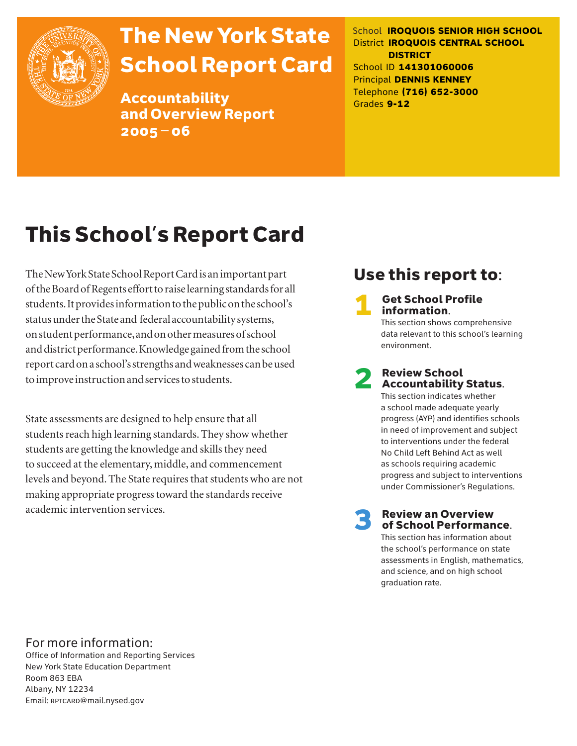# The New York State School Report Card

**Accountability and Overview Report 2005 – 06**

School **IROQUOIS SENIOR HIGH SCHOOL**
District **IROQUOIS CENTRAL SCHOOL DISTRICT**
School ID **141301060006**
Principal **DENNIS KENNEY**
Telephone **(716) 652-3000**
Grades **9-12**

## This School's Report Card

The New York State School Report Card is an important part of the Board of Regents effort to raise learning standards for all students. It provides information to the public on the school's status under the State and federal accountability systems, on student performance, and on other measures of school and district performance. Knowledge gained from the school report card on a school's strengths and weaknesses can be used to improve instruction and services to students.

State assessments are designed to help ensure that all students reach high learning standards. They show whether students are getting the knowledge and skills they need to succeed at the elementary, middle, and commencement levels and beyond. The State requires that students who are not making appropriate progress toward the standards receive academic intervention services.

## Use this report to:

1. **Get School Profile information.** This section shows comprehensive data relevant to this school's learning environment.

2. **Review School Accountability Status.** This section indicates whether a school made adequate yearly progress (AYP) and identifies schools in need of improvement and subject to interventions under the federal No Child Left Behind Act as well as schools requiring academic progress and subject to interventions under Commissioner's Regulations.

3. **Review an Overview of School Performance.** This section has information about the school's performance on state assessments in English, mathematics, and science, and on high school graduation rate.

For more information:
Office of Information and Reporting Services
New York State Education Department
Room 863 EBA
Albany, NY 12234
Email: RPTCARD@mail.nysed.gov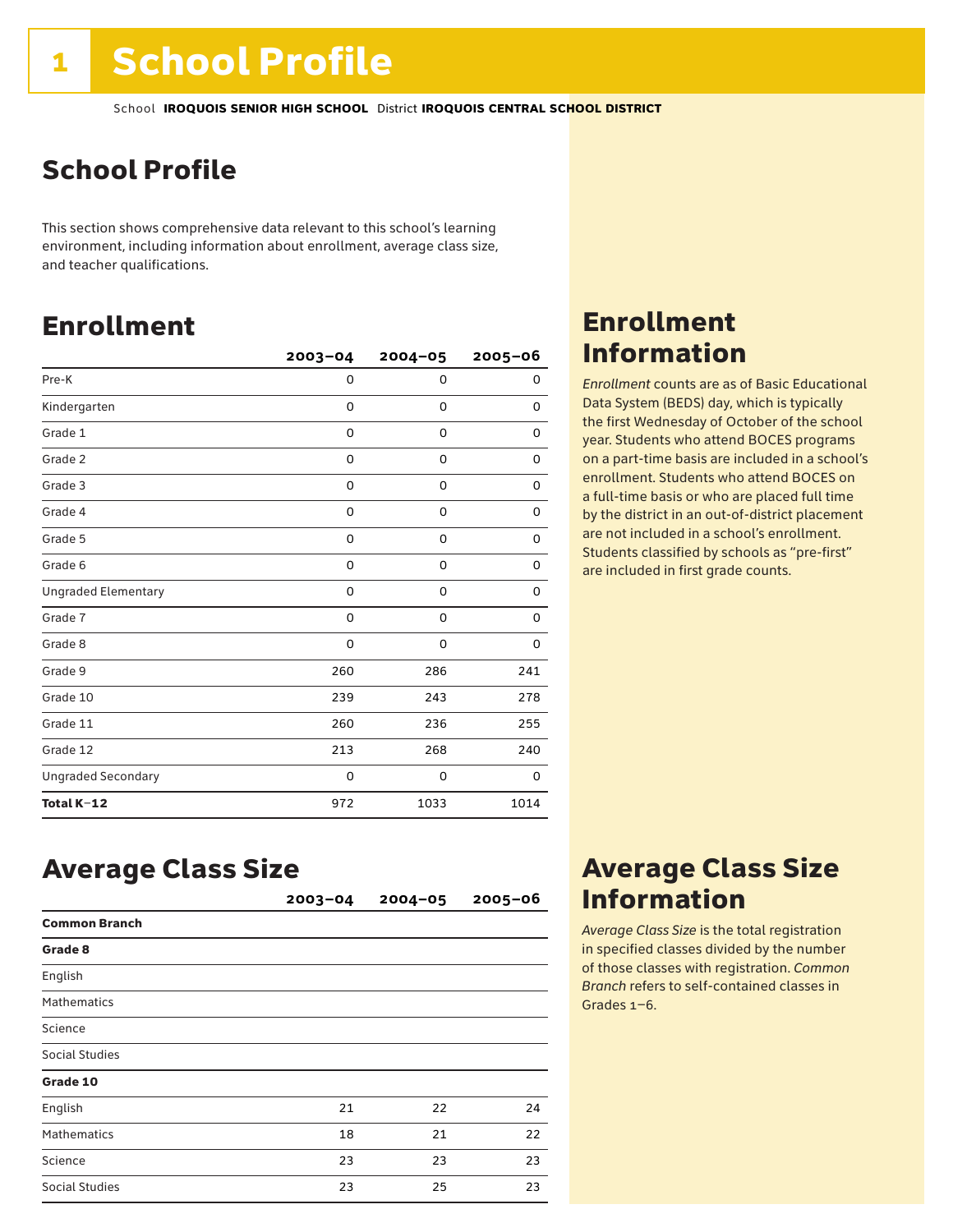# 1 School Profile

School **IROQUOIS SENIOR HIGH SCHOOL** District **IROQUOIS CENTRAL SCHOOL DISTRICT**

## School Profile

This section shows comprehensive data relevant to this school's learning environment, including information about enrollment, average class size, and teacher qualifications.

## Enrollment

| | 2003–04 | 2004–05 | 2005–06 |
|---|---|---|---|
| Pre-K | 0 | 0 | 0 |
| Kindergarten | 0 | 0 | 0 |
| Grade 1 | 0 | 0 | 0 |
| Grade 2 | 0 | 0 | 0 |
| Grade 3 | 0 | 0 | 0 |
| Grade 4 | 0 | 0 | 0 |
| Grade 5 | 0 | 0 | 0 |
| Grade 6 | 0 | 0 | 0 |
| Ungraded Elementary | 0 | 0 | 0 |
| Grade 7 | 0 | 0 | 0 |
| Grade 8 | 0 | 0 | 0 |
| Grade 9 | 260 | 286 | 241 |
| Grade 10 | 239 | 243 | 278 |
| Grade 11 | 260 | 236 | 255 |
| Grade 12 | 213 | 268 | 240 |
| Ungraded Secondary | 0 | 0 | 0 |
| **Total K–12** | 972 | 1033 | 1014 |

## Enrollment Information

*Enrollment* counts are as of Basic Educational Data System (BEDS) day, which is typically the first Wednesday of October of the school year. Students who attend BOCES programs on a part-time basis are included in a school's enrollment. Students who attend BOCES on a full-time basis or who are placed full time by the district in an out-of-district placement are not included in a school's enrollment. Students classified by schools as "pre-first" are included in first grade counts.

## Average Class Size

| | 2003–04 | 2004–05 | 2005–06 |
|---|---|---|---|
| **Common Branch** | | | |
| **Grade 8** | | | |
| English | | | |
| Mathematics | | | |
| Science | | | |
| Social Studies | | | |
| **Grade 10** | | | |
| English | 21 | 22 | 24 |
| Mathematics | 18 | 21 | 22 |
| Science | 23 | 23 | 23 |
| Social Studies | 23 | 25 | 23 |

## Average Class Size Information

*Average Class Size* is the total registration in specified classes divided by the number of those classes with registration. *Common Branch* refers to self-contained classes in Grades 1–6.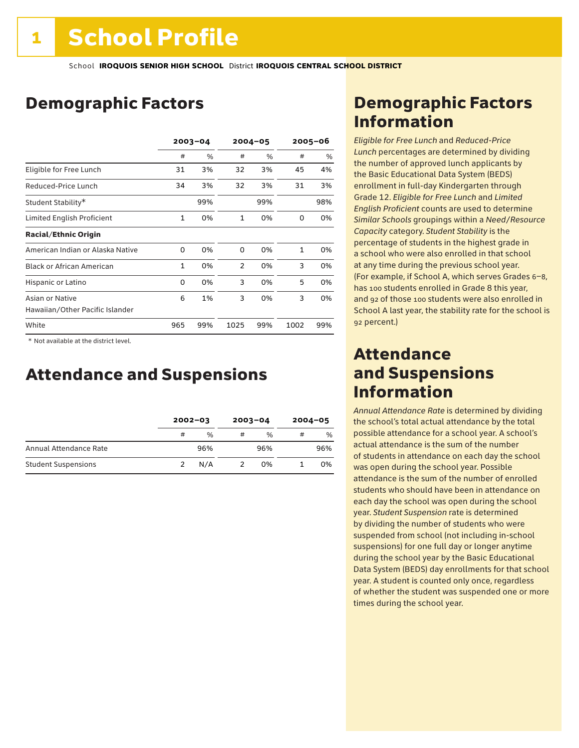# 1 School Profile

School **IROQUOIS SENIOR HIGH SCHOOL** District **IROQUOIS CENTRAL SCHOOL DISTRICT**

## Demographic Factors

| | 2003–04 | | 2004–05 | | 2005–06 | |
|---|---|---|---|---|---|---|
| | # | % | # | % | # | % |
| Eligible for Free Lunch | 31 | 3% | 32 | 3% | 45 | 4% |
| Reduced-Price Lunch | 34 | 3% | 32 | 3% | 31 | 3% |
| Student Stability* | | 99% | | 99% | | 98% |
| Limited English Proficient | 1 | 0% | 1 | 0% | 0 | 0% |
| **Racial/Ethnic Origin** | | | | | | |
| American Indian or Alaska Native | 0 | 0% | 0 | 0% | 1 | 0% |
| Black or African American | 1 | 0% | 2 | 0% | 3 | 0% |
| Hispanic or Latino | 0 | 0% | 3 | 0% | 5 | 0% |
| Asian or Native Hawaiian/Other Pacific Islander | 6 | 1% | 3 | 0% | 3 | 0% |
| White | 965 | 99% | 1025 | 99% | 1002 | 99% |

\* Not available at the district level.

## Attendance and Suspensions

| | 2002–03 | | 2003–04 | | 2004–05 | |
|---|---|---|---|---|---|---|
| | # | % | # | % | # | % |
| Annual Attendance Rate | | 96% | | 96% | | 96% |
| Student Suspensions | 2 | N/A | 2 | 0% | 1 | 0% |

## Demographic Factors Information

*Eligible for Free Lunch* and *Reduced-Price Lunch* percentages are determined by dividing the number of approved lunch applicants by the Basic Educational Data System (BEDS) enrollment in full-day Kindergarten through Grade 12. *Eligible for Free Lunch* and *Limited English Proficient* counts are used to determine *Similar Schools* groupings within a *Need/Resource Capacity* category. *Student Stability* is the percentage of students in the highest grade in a school who were also enrolled in that school at any time during the previous school year. (For example, if School A, which serves Grades 6–8, has 100 students enrolled in Grade 8 this year, and 92 of those 100 students were also enrolled in School A last year, the stability rate for the school is 92 percent.)

## Attendance and Suspensions Information

*Annual Attendance Rate* is determined by dividing the school's total actual attendance by the total possible attendance for a school year. A school's actual attendance is the sum of the number of students in attendance on each day the school was open during the school year. Possible attendance is the sum of the number of enrolled students who should have been in attendance on each day the school was open during the school year. *Student Suspension* rate is determined by dividing the number of students who were suspended from school (not including in-school suspensions) for one full day or longer anytime during the school year by the Basic Educational Data System (BEDS) day enrollments for that school year. A student is counted only once, regardless of whether the student was suspended one or more times during the school year.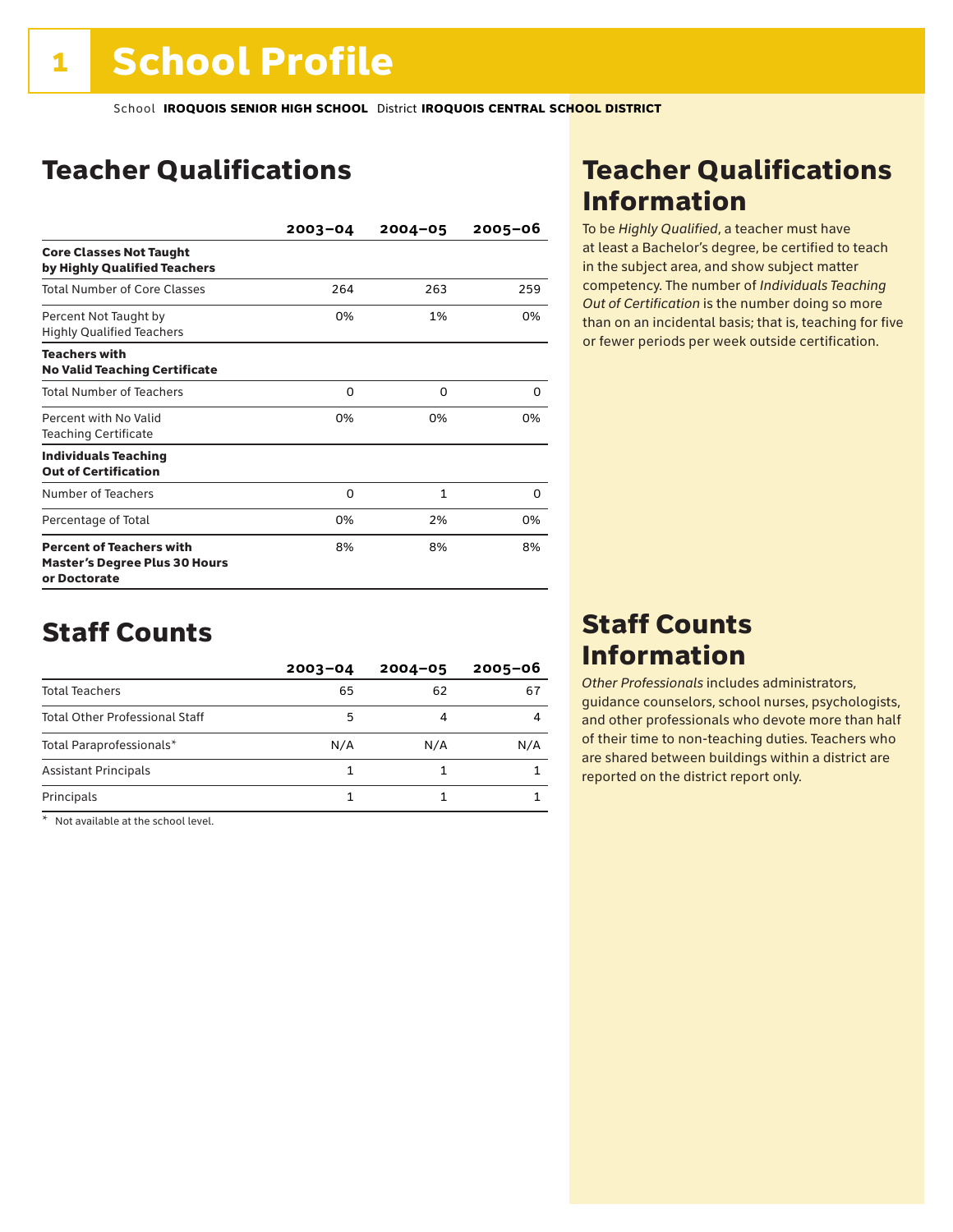# 1 School Profile

School **IROQUOIS SENIOR HIGH SCHOOL** District **IROQUOIS CENTRAL SCHOOL DISTRICT**

## Teacher Qualifications

| | 2003–04 | 2004–05 | 2005–06 |
|---|---|---|---|
| **Core Classes Not Taught by Highly Qualified Teachers** | | | |
| Total Number of Core Classes | 264 | 263 | 259 |
| Percent Not Taught by Highly Qualified Teachers | 0% | 1% | 0% |
| **Teachers with No Valid Teaching Certificate** | | | |
| Total Number of Teachers | 0 | 0 | 0 |
| Percent with No Valid Teaching Certificate | 0% | 0% | 0% |
| **Individuals Teaching Out of Certification** | | | |
| Number of Teachers | 0 | 1 | 0 |
| Percentage of Total | 0% | 2% | 0% |
| **Percent of Teachers with Master's Degree Plus 30 Hours or Doctorate** | 8% | 8% | 8% |

## Teacher Qualifications Information

To be *Highly Qualified*, a teacher must have at least a Bachelor's degree, be certified to teach in the subject area, and show subject matter competency. The number of *Individuals Teaching Out of Certification* is the number doing so more than on an incidental basis; that is, teaching for five or fewer periods per week outside certification.

## Staff Counts

| | 2003–04 | 2004–05 | 2005–06 |
|---|---|---|---|
| Total Teachers | 65 | 62 | 67 |
| Total Other Professional Staff | 5 | 4 | 4 |
| Total Paraprofessionals* | N/A | N/A | N/A |
| Assistant Principals | 1 | 1 | 1 |
| Principals | 1 | 1 | 1 |

\* Not available at the school level.

## Staff Counts Information

*Other Professionals* includes administrators, guidance counselors, school nurses, psychologists, and other professionals who devote more than half of their time to non-teaching duties. Teachers who are shared between buildings within a district are reported on the district report only.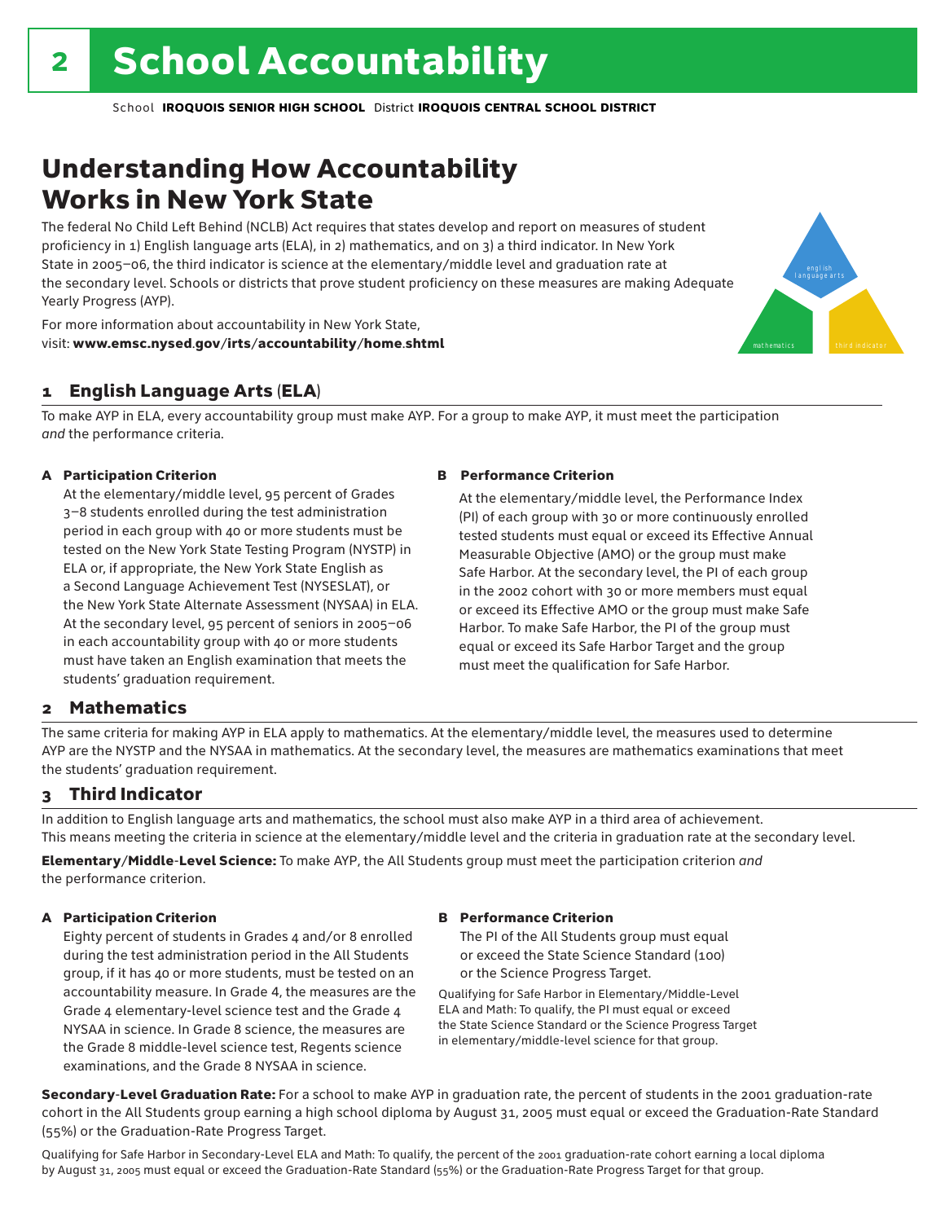# 2 School Accountability

School **IROQUOIS SENIOR HIGH SCHOOL** District **IROQUOIS CENTRAL SCHOOL DISTRICT**

## Understanding How Accountability Works in New York State

The federal No Child Left Behind (NCLB) Act requires that states develop and report on measures of student proficiency in 1) English language arts (ELA), in 2) mathematics, and on 3) a third indicator. In New York State in 2005–06, the third indicator is science at the elementary/middle level and graduation rate at the secondary level. Schools or districts that prove student proficiency on these measures are making Adequate Yearly Progress (AYP).

For more information about accountability in New York State, visit: **www.emsc.nysed.gov/irts/accountability/home.shtml**

english language arts

mathematics

third indicator

### 1 English Language Arts (ELA)

To make AYP in ELA, every accountability group must make AYP. For a group to make AYP, it must meet the participation *and* the performance criteria.

**A Participation Criterion**

At the elementary/middle level, 95 percent of Grades 3–8 students enrolled during the test administration period in each group with 40 or more students must be tested on the New York State Testing Program (NYSTP) in ELA or, if appropriate, the New York State English as a Second Language Achievement Test (NYSESLAT), or the New York State Alternate Assessment (NYSAA) in ELA. At the secondary level, 95 percent of seniors in 2005–06 in each accountability group with 40 or more students must have taken an English examination that meets the students' graduation requirement.

**B Performance Criterion**

At the elementary/middle level, the Performance Index (PI) of each group with 30 or more continuously enrolled tested students must equal or exceed its Effective Annual Measurable Objective (AMO) or the group must make Safe Harbor. At the secondary level, the PI of each group in the 2002 cohort with 30 or more members must equal or exceed its Effective AMO or the group must make Safe Harbor. To make Safe Harbor, the PI of the group must equal or exceed its Safe Harbor Target and the group must meet the qualification for Safe Harbor.

### 2 Mathematics

The same criteria for making AYP in ELA apply to mathematics. At the elementary/middle level, the measures used to determine AYP are the NYSTP and the NYSAA in mathematics. At the secondary level, the measures are mathematics examinations that meet the students' graduation requirement.

### 3 Third Indicator

In addition to English language arts and mathematics, the school must also make AYP in a third area of achievement. This means meeting the criteria in science at the elementary/middle level and the criteria in graduation rate at the secondary level.

**Elementary/Middle-Level Science:** To make AYP, the All Students group must meet the participation criterion *and* the performance criterion.

**A Participation Criterion**

Eighty percent of students in Grades 4 and/or 8 enrolled during the test administration period in the All Students group, if it has 40 or more students, must be tested on an accountability measure. In Grade 4, the measures are the Grade 4 elementary-level science test and the Grade 4 NYSAA in science. In Grade 8 science, the measures are the Grade 8 middle-level science test, Regents science examinations, and the Grade 8 NYSAA in science.

**B Performance Criterion**

The PI of the All Students group must equal or exceed the State Science Standard (100) or the Science Progress Target.

Qualifying for Safe Harbor in Elementary/Middle-Level ELA and Math: To qualify, the PI must equal or exceed the State Science Standard or the Science Progress Target in elementary/middle-level science for that group.

**Secondary-Level Graduation Rate:** For a school to make AYP in graduation rate, the percent of students in the 2001 graduation-rate cohort in the All Students group earning a high school diploma by August 31, 2005 must equal or exceed the Graduation-Rate Standard (55%) or the Graduation-Rate Progress Target.

Qualifying for Safe Harbor in Secondary-Level ELA and Math: To qualify, the percent of the 2001 graduation-rate cohort earning a local diploma by August 31, 2005 must equal or exceed the Graduation-Rate Standard (55%) or the Graduation-Rate Progress Target for that group.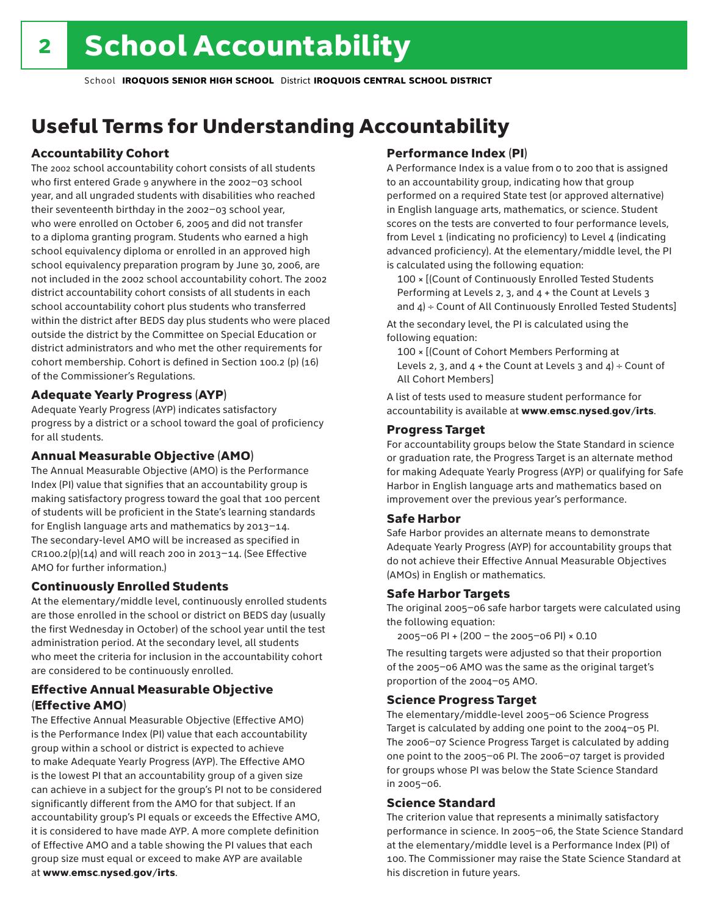# School Accountability

School **IROQUOIS SENIOR HIGH SCHOOL** District **IROQUOIS CENTRAL SCHOOL DISTRICT**

## Useful Terms for Understanding Accountability

### Accountability Cohort

The 2002 school accountability cohort consists of all students who first entered Grade 9 anywhere in the 2002–03 school year, and all ungraded students with disabilities who reached their seventeenth birthday in the 2002–03 school year, who were enrolled on October 6, 2005 and did not transfer to a diploma granting program. Students who earned a high school equivalency diploma or enrolled in an approved high school equivalency preparation program by June 30, 2006, are not included in the 2002 school accountability cohort. The 2002 district accountability cohort consists of all students in each school accountability cohort plus students who transferred within the district after BEDS day plus students who were placed outside the district by the Committee on Special Education or district administrators and who met the other requirements for cohort membership. Cohort is defined in Section 100.2 (p) (16) of the Commissioner's Regulations.

### Adequate Yearly Progress (AYP)

Adequate Yearly Progress (AYP) indicates satisfactory progress by a district or a school toward the goal of proficiency for all students.

### Annual Measurable Objective (AMO)

The Annual Measurable Objective (AMO) is the Performance Index (PI) value that signifies that an accountability group is making satisfactory progress toward the goal that 100 percent of students will be proficient in the State's learning standards for English language arts and mathematics by 2013–14. The secondary-level AMO will be increased as specified in CR100.2(p)(14) and will reach 200 in 2013–14. (See Effective AMO for further information.)

### Continuously Enrolled Students

At the elementary/middle level, continuously enrolled students are those enrolled in the school or district on BEDS day (usually the first Wednesday in October) of the school year until the test administration period. At the secondary level, all students who meet the criteria for inclusion in the accountability cohort are considered to be continuously enrolled.

### Effective Annual Measurable Objective (Effective AMO)

The Effective Annual Measurable Objective (Effective AMO) is the Performance Index (PI) value that each accountability group within a school or district is expected to achieve to make Adequate Yearly Progress (AYP). The Effective AMO is the lowest PI that an accountability group of a given size can achieve in a subject for the group's PI not to be considered significantly different from the AMO for that subject. If an accountability group's PI equals or exceeds the Effective AMO, it is considered to have made AYP. A more complete definition of Effective AMO and a table showing the PI values that each group size must equal or exceed to make AYP are available at **www.emsc.nysed.gov/irts**.

### Performance Index (PI)

A Performance Index is a value from 0 to 200 that is assigned to an accountability group, indicating how that group performed on a required State test (or approved alternative) in English language arts, mathematics, or science. Student scores on the tests are converted to four performance levels, from Level 1 (indicating no proficiency) to Level 4 (indicating advanced proficiency). At the elementary/middle level, the PI is calculated using the following equation:

100 × [(Count of Continuously Enrolled Tested Students Performing at Levels 2, 3, and 4 + the Count at Levels 3 and 4) ÷ Count of All Continuously Enrolled Tested Students]

At the secondary level, the PI is calculated using the following equation:

100 × [(Count of Cohort Members Performing at Levels 2, 3, and 4 + the Count at Levels 3 and 4) ÷ Count of All Cohort Members]

A list of tests used to measure student performance for accountability is available at **www.emsc.nysed.gov/irts**.

### Progress Target

For accountability groups below the State Standard in science or graduation rate, the Progress Target is an alternate method for making Adequate Yearly Progress (AYP) or qualifying for Safe Harbor in English language arts and mathematics based on improvement over the previous year's performance.

### Safe Harbor

Safe Harbor provides an alternate means to demonstrate Adequate Yearly Progress (AYP) for accountability groups that do not achieve their Effective Annual Measurable Objectives (AMOs) in English or mathematics.

### Safe Harbor Targets

The original 2005–06 safe harbor targets were calculated using the following equation:

2005–06 PI + (200 – the 2005–06 PI) × 0.10

The resulting targets were adjusted so that their proportion of the 2005–06 AMO was the same as the original target's proportion of the 2004–05 AMO.

### Science Progress Target

The elementary/middle-level 2005–06 Science Progress Target is calculated by adding one point to the 2004–05 PI. The 2006–07 Science Progress Target is calculated by adding one point to the 2005–06 PI. The 2006–07 target is provided for groups whose PI was below the State Science Standard in 2005–06.

### Science Standard

The criterion value that represents a minimally satisfactory performance in science. In 2005–06, the State Science Standard at the elementary/middle level is a Performance Index (PI) of 100. The Commissioner may raise the State Science Standard at his discretion in future years.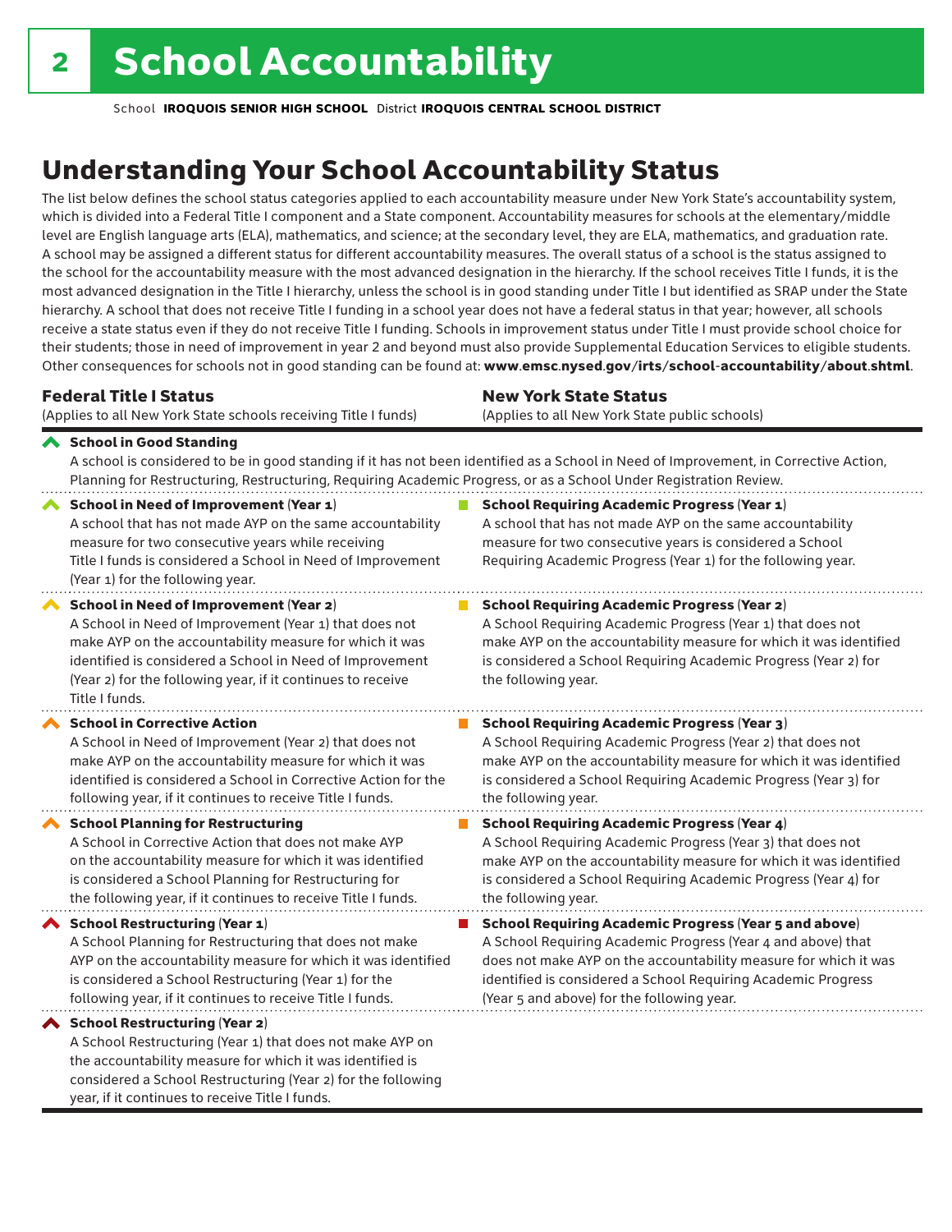# 2 School Accountability

School **IROQUOIS SENIOR HIGH SCHOOL** District **IROQUOIS CENTRAL SCHOOL DISTRICT**

## Understanding Your School Accountability Status

The list below defines the school status categories applied to each accountability measure under New York State's accountability system, which is divided into a Federal Title I component and a State component. Accountability measures for schools at the elementary/middle level are English language arts (ELA), mathematics, and science; at the secondary level, they are ELA, mathematics, and graduation rate. A school may be assigned a different status for different accountability measures. The overall status of a school is the status assigned to the school for the accountability measure with the most advanced designation in the hierarchy. If the school receives Title I funds, it is the most advanced designation in the Title I hierarchy, unless the school is in good standing under Title I but identified as SRAP under the State hierarchy. A school that does not receive Title I funding in a school year does not have a federal status in that year; however, all schools receive a state status even if they do not receive Title I funding. Schools in improvement status under Title I must provide school choice for their students; those in need of improvement in year 2 and beyond must also provide Supplemental Education Services to eligible students. Other consequences for schools not in good standing can be found at: **www.emsc.nysed.gov/irts/school-accountability/about.shtml**.

| **Federal Title I Status** (Applies to all New York State schools receiving Title I funds) | **New York State Status** (Applies to all New York State public schools) |
|---|---|
| **School in Good Standing** A school is considered to be in good standing if it has not been identified as a School in Need of Improvement, in Corrective Action, Planning for Restructuring, Restructuring, Requiring Academic Progress, or as a School Under Registration Review. | |
| **School in Need of Improvement (Year 1)** A school that has not made AYP on the same accountability measure for two consecutive years while receiving Title I funds is considered a School in Need of Improvement (Year 1) for the following year. | **School Requiring Academic Progress (Year 1)** A school that has not made AYP on the same accountability measure for two consecutive years is considered a School Requiring Academic Progress (Year 1) for the following year. |
| **School in Need of Improvement (Year 2)** A School in Need of Improvement (Year 1) that does not make AYP on the accountability measure for which it was identified is considered a School in Need of Improvement (Year 2) for the following year, if it continues to receive Title I funds. | **School Requiring Academic Progress (Year 2)** A School Requiring Academic Progress (Year 1) that does not make AYP on the accountability measure for which it was identified is considered a School Requiring Academic Progress (Year 2) for the following year. |
| **School in Corrective Action** A School in Need of Improvement (Year 2) that does not make AYP on the accountability measure for which it was identified is considered a School in Corrective Action for the following year, if it continues to receive Title I funds. | **School Requiring Academic Progress (Year 3)** A School Requiring Academic Progress (Year 2) that does not make AYP on the accountability measure for which it was identified is considered a School Requiring Academic Progress (Year 3) for the following year. |
| **School Planning for Restructuring** A School in Corrective Action that does not make AYP on the accountability measure for which it was identified is considered a School Planning for Restructuring for the following year, if it continues to receive Title I funds. | **School Requiring Academic Progress (Year 4)** A School Requiring Academic Progress (Year 3) that does not make AYP on the accountability measure for which it was identified is considered a School Requiring Academic Progress (Year 4) for the following year. |
| **School Restructuring (Year 1)** A School Planning for Restructuring that does not make AYP on the accountability measure for which it was identified is considered a School Restructuring (Year 1) for the following year, if it continues to receive Title I funds. | **School Requiring Academic Progress (Year 5 and above)** A School Requiring Academic Progress (Year 4 and above) that does not make AYP on the accountability measure for which it was identified is considered a School Requiring Academic Progress (Year 5 and above) for the following year. |
| **School Restructuring (Year 2)** A School Restructuring (Year 1) that does not make AYP on the accountability measure for which it was identified is considered a School Restructuring (Year 2) for the following year, if it continues to receive Title I funds. | |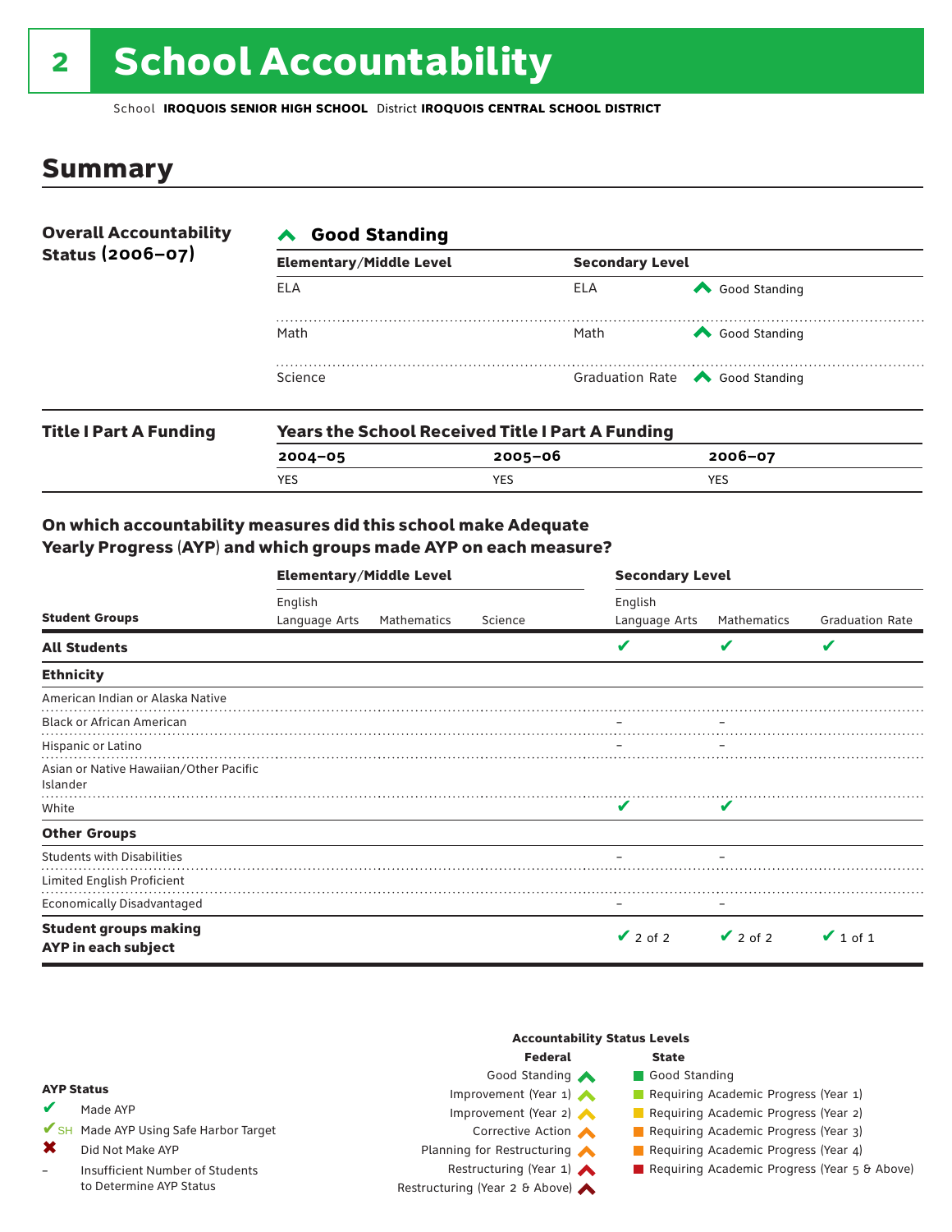# 2 School Accountability

School **IROQUOIS SENIOR HIGH SCHOOL** District **IROQUOIS CENTRAL SCHOOL DISTRICT**

## Summary

**Overall Accountability Status (2006–07)**

**Good Standing**

| Elementary/Middle Level | Secondary Level | |
|---|---|---|
| ELA | ELA | Good Standing |
| Math | Math | Good Standing |
| Science | Graduation Rate | Good Standing |

**Title I Part A Funding**

**Years the School Received Title I Part A Funding**

| 2004–05 | 2005–06 | 2006–07 |
|---|---|---|
| YES | YES | YES |

### On which accountability measures did this school make Adequate Yearly Progress (AYP) and which groups made AYP on each measure?

| Student Groups | Elementary/Middle Level English Language Arts | Elementary/Middle Level Mathematics | Elementary/Middle Level Science | Secondary Level English Language Arts | Secondary Level Mathematics | Secondary Level Graduation Rate |
|---|---|---|---|---|---|---|
| **All Students** | | | | ✔ | ✔ | ✔ |
| **Ethnicity** | | | | | | |
| American Indian or Alaska Native | | | | | | |
| Black or African American | | | | – | – | |
| Hispanic or Latino | | | | – | – | |
| Asian or Native Hawaiian/Other Pacific Islander | | | | | | |
| White | | | | ✔ | ✔ | |
| **Other Groups** | | | | | | |
| Students with Disabilities | | | | – | – | |
| Limited English Proficient | | | | | | |
| Economically Disadvantaged | | | | – | – | |
| **Student groups making AYP in each subject** | | | | ✔ 2 of 2 | ✔ 2 of 2 | ✔ 1 of 1 |

**AYP Status**

- ✔ Made AYP
- ✔SH Made AYP Using Safe Harbor Target
- ✖ Did Not Make AYP
- – Insufficient Number of Students to Determine AYP Status

**Accountability Status Levels**

| Federal | State |
|---|---|
| Good Standing | Good Standing |
| Improvement (Year 1) | Requiring Academic Progress (Year 1) |
| Improvement (Year 2) | Requiring Academic Progress (Year 2) |
| Corrective Action | Requiring Academic Progress (Year 3) |
| Planning for Restructuring | Requiring Academic Progress (Year 4) |
| Restructuring (Year 1) | Requiring Academic Progress (Year 5 & Above) |
| Restructuring (Year 2 & Above) | |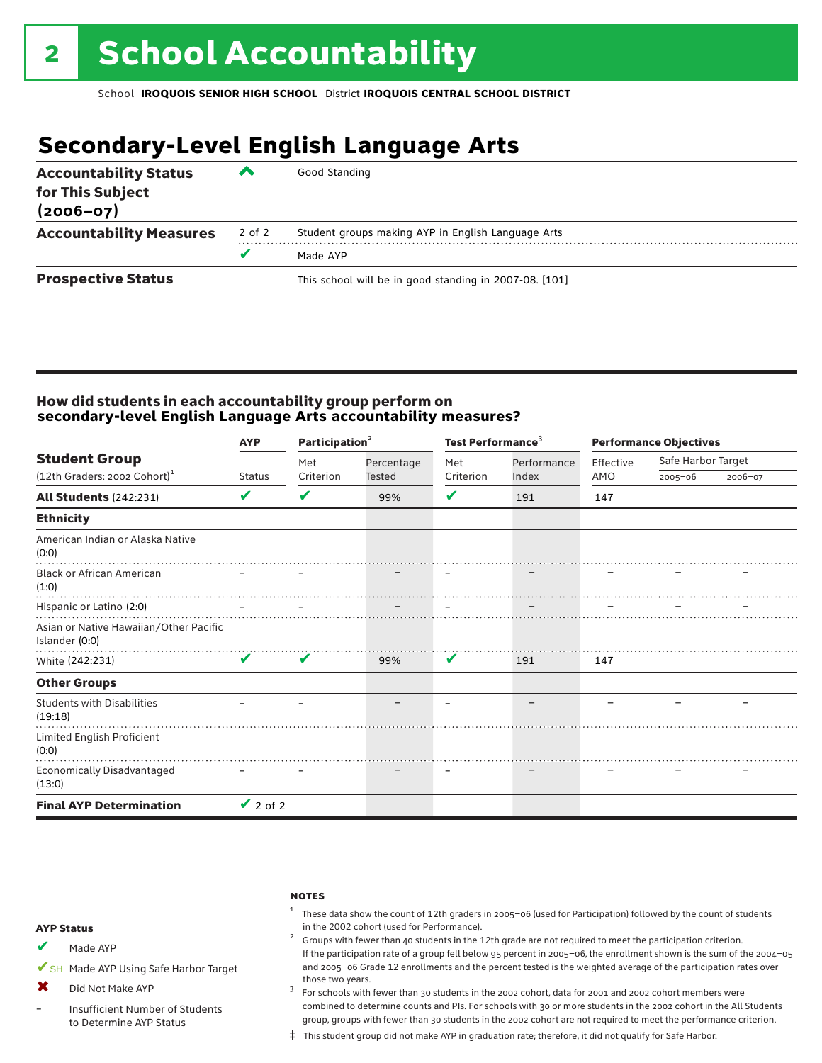# 2 School Accountability

School **IROQUOIS SENIOR HIGH SCHOOL** District **IROQUOIS CENTRAL SCHOOL DISTRICT**

## Secondary-Level English Language Arts

| | | |
|---|---|---|
| **Accountability Status for This Subject (2006–07)** | ^ | Good Standing |
| **Accountability Measures** | 2 of 2 | Student groups making AYP in English Language Arts |
| | ✔ | Made AYP |
| **Prospective Status** | | This school will be in good standing in 2007-08. [101] |

### How did students in each accountability group perform on secondary-level English Language Arts accountability measures?

| Student Group (12th Graders: 2002 Cohort)[1] | AYP | Participation[2] | | Test Performance[3] | | Performance Objectives | | |
|---|---|---|---|---|---|---|---|---|
| | Status | Met Criterion | Percentage Tested | Met Criterion | Performance Index | Effective AMO | Safe Harbor Target 2005–06 | Safe Harbor Target 2006–07 |
| **All Students** (242:231) | ✔ | ✔ | 99% | ✔ | 191 | 147 | | |
| **Ethnicity** | | | | | | | | |
| American Indian or Alaska Native (0:0) | | | | | | | | |
| Black or African American (1:0) | – | – | – | – | – | – | – | – |
| Hispanic or Latino (2:0) | – | – | – | – | – | – | – | – |
| Asian or Native Hawaiian/Other Pacific Islander (0:0) | | | | | | | | |
| White (242:231) | ✔ | ✔ | 99% | ✔ | 191 | 147 | | |
| **Other Groups** | | | | | | | | |
| Students with Disabilities (19:18) | – | – | – | – | – | – | – | – |
| Limited English Proficient (0:0) | | | | | | | | |
| Economically Disadvantaged (13:0) | – | – | – | – | – | – | – | – |
| **Final AYP Determination** | ✔ 2 of 2 | | | | | | | |

**AYP Status**

- ✔ Made AYP
- ✔SH Made AYP Using Safe Harbor Target
- ✖ Did Not Make AYP
- – Insufficient Number of Students to Determine AYP Status

**NOTES**

[1] These data show the count of 12th graders in 2005–06 (used for Participation) followed by the count of students in the 2002 cohort (used for Performance).

[2] Groups with fewer than 40 students in the 12th grade are not required to meet the participation criterion. If the participation rate of a group fell below 95 percent in 2005–06, the enrollment shown is the sum of the 2004–05 and 2005–06 Grade 12 enrollments and the percent tested is the weighted average of the participation rates over those two years.

[3] For schools with fewer than 30 students in the 2002 cohort, data for 2001 and 2002 cohort members were combined to determine counts and PIs. For schools with 30 or more students in the 2002 cohort in the All Students group, groups with fewer than 30 students in the 2002 cohort are not required to meet the performance criterion.

‡ This student group did not make AYP in graduation rate; therefore, it did not qualify for Safe Harbor.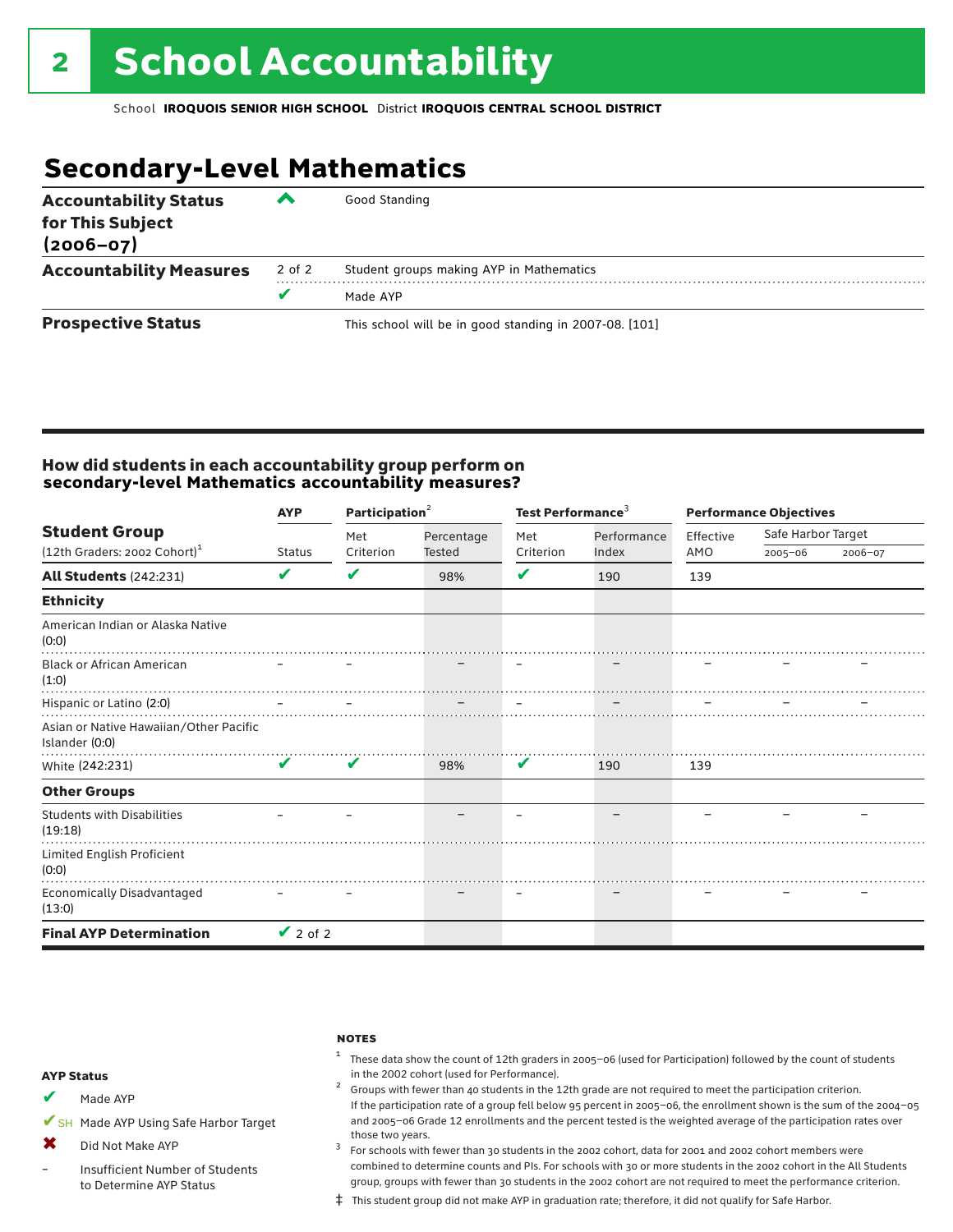# 2 School Accountability

School **IROQUOIS SENIOR HIGH SCHOOL** District **IROQUOIS CENTRAL SCHOOL DISTRICT**

## Secondary-Level Mathematics

| | | |
|---|---|---|
| **Accountability Status for This Subject (2006–07)** | ^ | Good Standing |
| **Accountability Measures** | 2 of 2 | Student groups making AYP in Mathematics |
| | ✔ | Made AYP |
| **Prospective Status** | | This school will be in good standing in 2007-08. [101] |

### How did students in each accountability group perform on secondary-level Mathematics accountability measures?

| Student Group (12th Graders: 2002 Cohort)[1] | AYP | Participation[2] | | Test Performance[3] | | Performance Objectives | | |
|---|---|---|---|---|---|---|---|---|
| | Status | Met Criterion | Percentage Tested | Met Criterion | Performance Index | Effective AMO | Safe Harbor Target 2005–06 | Safe Harbor Target 2006–07 |
| **All Students** (242:231) | ✔ | ✔ | 98% | ✔ | 190 | 139 | | |
| **Ethnicity** | | | | | | | | |
| American Indian or Alaska Native (0:0) | | | | | | | | |
| Black or African American (1:0) | – | – | – | – | – | – | – | – |
| Hispanic or Latino (2:0) | – | – | – | – | – | – | – | – |
| Asian or Native Hawaiian/Other Pacific Islander (0:0) | | | | | | | | |
| White (242:231) | ✔ | ✔ | 98% | ✔ | 190 | 139 | | |
| **Other Groups** | | | | | | | | |
| Students with Disabilities (19:18) | – | – | – | – | – | – | – | – |
| Limited English Proficient (0:0) | | | | | | | | |
| Economically Disadvantaged (13:0) | – | – | – | – | – | – | – | – |
| **Final AYP Determination** | ✔ 2 of 2 | | | | | | | |

**AYP Status**

- ✔ Made AYP
- ✔SH Made AYP Using Safe Harbor Target
- ✖ Did Not Make AYP
- – Insufficient Number of Students to Determine AYP Status

**NOTES**

1. These data show the count of 12th graders in 2005–06 (used for Participation) followed by the count of students in the 2002 cohort (used for Performance).
2. Groups with fewer than 40 students in the 12th grade are not required to meet the participation criterion. If the participation rate of a group fell below 95 percent in 2005–06, the enrollment shown is the sum of the 2004–05 and 2005–06 Grade 12 enrollments and the percent tested is the weighted average of the participation rates over those two years.
3. For schools with fewer than 30 students in the 2002 cohort, data for 2001 and 2002 cohort members were combined to determine counts and PIs. For schools with 30 or more students in the 2002 cohort in the All Students group, groups with fewer than 30 students in the 2002 cohort are not required to meet the performance criterion.

‡ This student group did not make AYP in graduation rate; therefore, it did not qualify for Safe Harbor.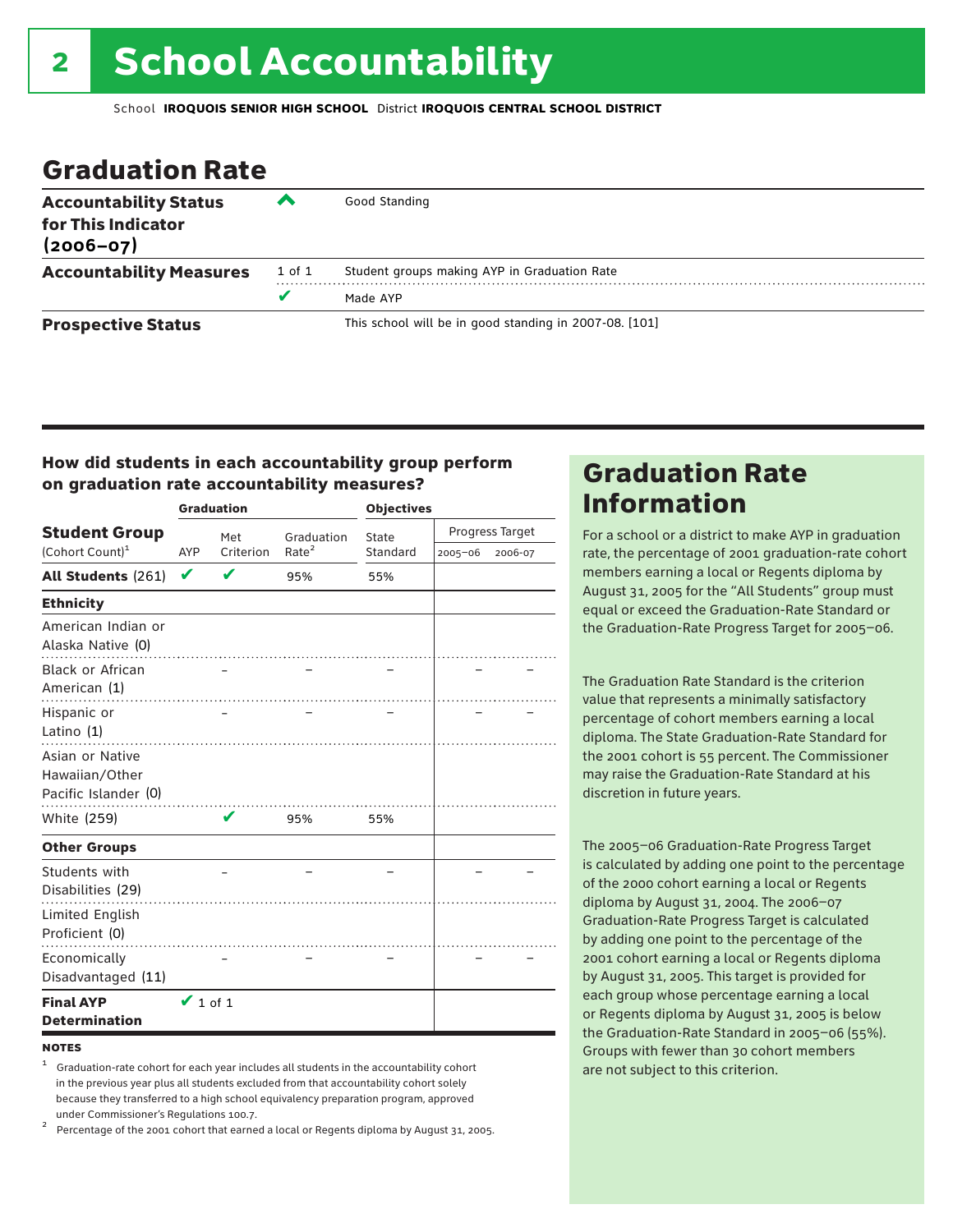# 2 School Accountability

School **IROQUOIS SENIOR HIGH SCHOOL** District **IROQUOIS CENTRAL SCHOOL DISTRICT**

## Graduation Rate

| | | |
|---|---|---|
| **Accountability Status for This Indicator (2006–07)** | ^ | Good Standing |
| **Accountability Measures** | 1 of 1 | Student groups making AYP in Graduation Rate |
| | ✔ | Made AYP |
| **Prospective Status** | | This school will be in good standing in 2007-08. [101] |

### How did students in each accountability group perform on graduation rate accountability measures?

| Student Group (Cohort Count)[1] | Graduation AYP | Met Criterion | Graduation Rate[2] | Objectives State Standard | Progress Target 2005–06 | Progress Target 2006-07 |
|---|---|---|---|---|---|---|
| **All Students** (261) | ✔ | ✔ | 95% | 55% | | |
| **Ethnicity** | | | | | | |
| American Indian or Alaska Native (0) | | | | | | |
| Black or African American (1) | | – | – | – | – | – |
| Hispanic or Latino (1) | | – | – | – | – | – |
| Asian or Native Hawaiian/Other Pacific Islander (0) | | | | | | |
| White (259) | | ✔ | 95% | 55% | | |
| **Other Groups** | | | | | | |
| Students with Disabilities (29) | | – | – | – | – | – |
| Limited English Proficient (0) | | | | | | |
| Economically Disadvantaged (11) | | – | – | – | – | – |
| **Final AYP Determination** | ✔ 1 of 1 | | | | | |

**NOTES**

[1] Graduation-rate cohort for each year includes all students in the accountability cohort in the previous year plus all students excluded from that accountability cohort solely because they transferred to a high school equivalency preparation program, approved under Commissioner's Regulations 100.7.

[2] Percentage of the 2001 cohort that earned a local or Regents diploma by August 31, 2005.

## Graduation Rate Information

For a school or a district to make AYP in graduation rate, the percentage of 2001 graduation-rate cohort members earning a local or Regents diploma by August 31, 2005 for the "All Students" group must equal or exceed the Graduation-Rate Standard or the Graduation-Rate Progress Target for 2005–06.

The Graduation Rate Standard is the criterion value that represents a minimally satisfactory percentage of cohort members earning a local diploma. The State Graduation-Rate Standard for the 2001 cohort is 55 percent. The Commissioner may raise the Graduation-Rate Standard at his discretion in future years.

The 2005–06 Graduation-Rate Progress Target is calculated by adding one point to the percentage of the 2000 cohort earning a local or Regents diploma by August 31, 2004. The 2006–07 Graduation-Rate Progress Target is calculated by adding one point to the percentage of the 2001 cohort earning a local or Regents diploma by August 31, 2005. This target is provided for each group whose percentage earning a local or Regents diploma by August 31, 2005 is below the Graduation-Rate Standard in 2005–06 (55%). Groups with fewer than 30 cohort members are not subject to this criterion.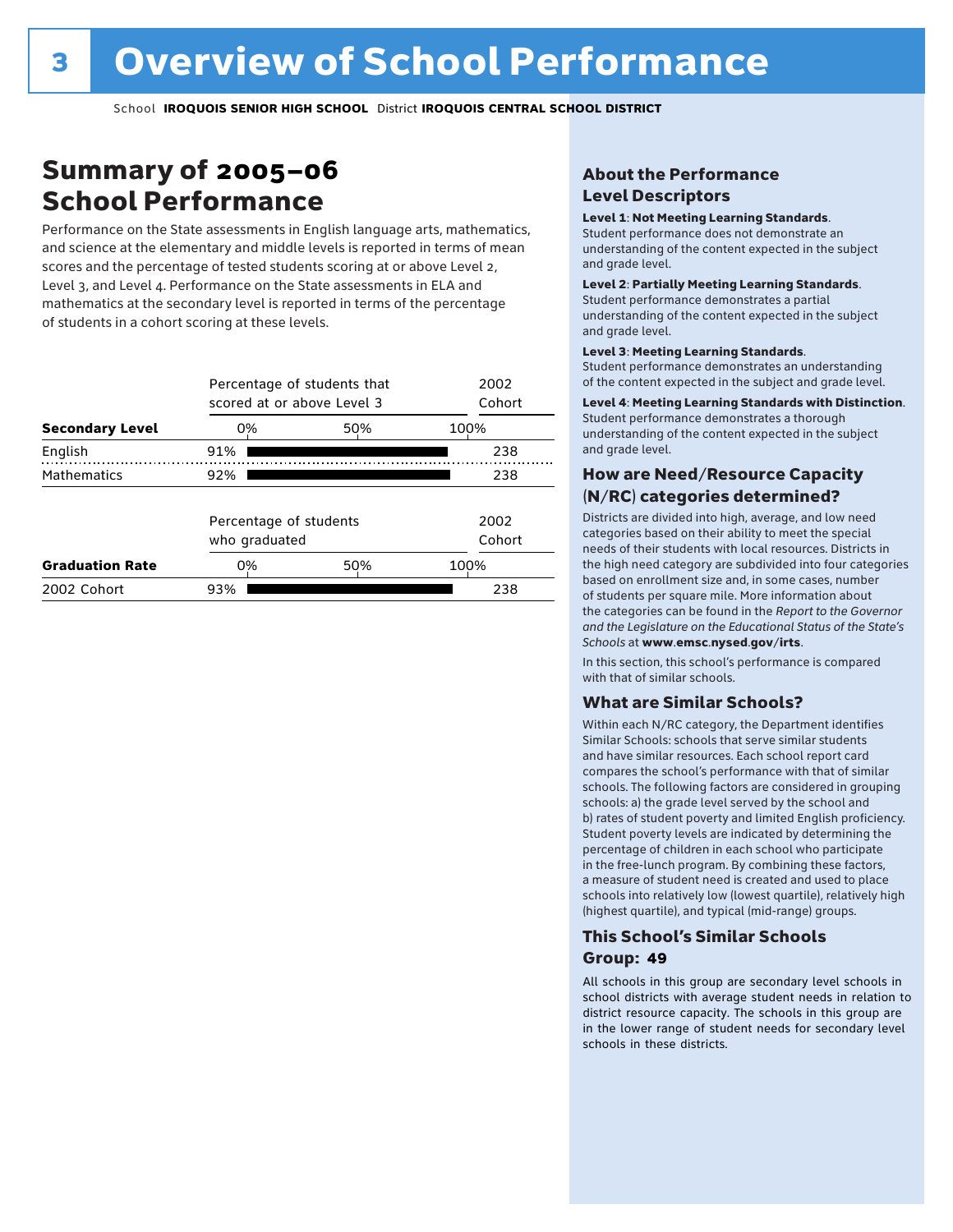# Overview of School Performance

School **IROQUOIS SENIOR HIGH SCHOOL** District **IROQUOIS CENTRAL SCHOOL DISTRICT**

## Summary of 2005–06 School Performance

Performance on the State assessments in English language arts, mathematics, and science at the elementary and middle levels is reported in terms of mean scores and the percentage of tested students scoring at or above Level 2, Level 3, and Level 4. Performance on the State assessments in ELA and mathematics at the secondary level is reported in terms of the percentage of students in a cohort scoring at these levels.

| Secondary Level | Percentage of students that scored at or above Level 3 | 2002 Cohort |
|---|---|---|
| English | 91% | 238 |
| Mathematics | 92% | 238 |

| Graduation Rate | Percentage of students who graduated | 2002 Cohort |
|---|---|---|
| 2002 Cohort | 93% | 238 |

### About the Performance Level Descriptors

**Level 1**: **Not Meeting Learning Standards**. Student performance does not demonstrate an understanding of the content expected in the subject and grade level.

**Level 2**: **Partially Meeting Learning Standards**. Student performance demonstrates a partial understanding of the content expected in the subject and grade level.

**Level 3**: **Meeting Learning Standards**. Student performance demonstrates an understanding of the content expected in the subject and grade level.

**Level 4**: **Meeting Learning Standards with Distinction**. Student performance demonstrates a thorough understanding of the content expected in the subject and grade level.

### How are Need/Resource Capacity (N/RC) categories determined?

Districts are divided into high, average, and low need categories based on their ability to meet the special needs of their students with local resources. Districts in the high need category are subdivided into four categories based on enrollment size and, in some cases, number of students per square mile. More information about the categories can be found in the *Report to the Governor and the Legislature on the Educational Status of the State's Schools* at **www.emsc.nysed.gov/irts**.

In this section, this school's performance is compared with that of similar schools.

### What are Similar Schools?

Within each N/RC category, the Department identifies Similar Schools: schools that serve similar students and have similar resources. Each school report card compares the school's performance with that of similar schools. The following factors are considered in grouping schools: a) the grade level served by the school and b) rates of student poverty and limited English proficiency. Student poverty levels are indicated by determining the percentage of children in each school who participate in the free-lunch program. By combining these factors, a measure of student need is created and used to place schools into relatively low (lowest quartile), relatively high (highest quartile), and typical (mid-range) groups.

### This School's Similar Schools Group: 49

All schools in this group are secondary level schools in school districts with average student needs in relation to district resource capacity. The schools in this group are in the lower range of student needs for secondary level schools in these districts.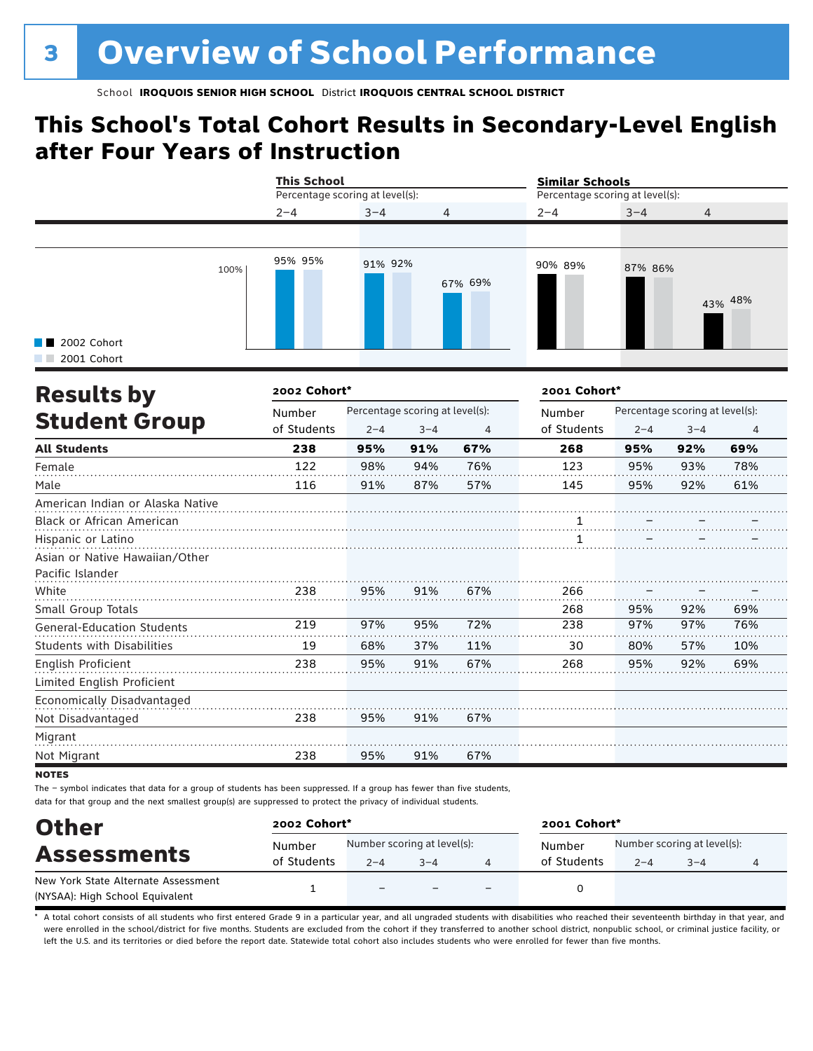# 3 Overview of School Performance

School **IROQUOIS SENIOR HIGH SCHOOL** District **IROQUOIS CENTRAL SCHOOL DISTRICT**

## This School's Total Cohort Results in Secondary-Level English after Four Years of Instruction

| | This School | | | Similar Schools | | |
|---|---|---|---|---|---|---|
| Percentage scoring at level(s): | 2–4 | 3–4 | 4 | 2–4 | 3–4 | 4 |
| 2002 Cohort | 95% | 91% | 67% | 90% | 87% | 43% |
| 2001 Cohort | 95% | 92% | 69% | 89% | 86% | 48% |

## Results by Student Group

| | 2002 Cohort* | | | | 2001 Cohort* | | | |
|---|---|---|---|---|---|---|---|---|
| | Number of Students | Percentage scoring at level(s): 2–4 | 3–4 | 4 | Number of Students | Percentage scoring at level(s): 2–4 | 3–4 | 4 |
| **All Students** | **238** | **95%** | **91%** | **67%** | **268** | **95%** | **92%** | **69%** |
| Female | 122 | 98% | 94% | 76% | 123 | 95% | 93% | 78% |
| Male | 116 | 91% | 87% | 57% | 145 | 95% | 92% | 61% |
| American Indian or Alaska Native | | | | | | | | |
| Black or African American | | | | | 1 | – | – | – |
| Hispanic or Latino | | | | | 1 | – | – | – |
| Asian or Native Hawaiian/Other Pacific Islander | | | | | | | | |
| White | 238 | 95% | 91% | 67% | 266 | – | – | – |
| Small Group Totals | | | | | 268 | 95% | 92% | 69% |
| General-Education Students | 219 | 97% | 95% | 72% | 238 | 97% | 97% | 76% |
| Students with Disabilities | 19 | 68% | 37% | 11% | 30 | 80% | 57% | 10% |
| English Proficient | 238 | 95% | 91% | 67% | 268 | 95% | 92% | 69% |
| Limited English Proficient | | | | | | | | |
| Economically Disadvantaged | | | | | | | | |
| Not Disadvantaged | 238 | 95% | 91% | 67% | | | | |
| Migrant | | | | | | | | |
| Not Migrant | 238 | 95% | 91% | 67% | | | | |

**NOTES**

The – symbol indicates that data for a group of students has been suppressed. If a group has fewer than five students, data for that group and the next smallest group(s) are suppressed to protect the privacy of individual students.

## Other Assessments

| | 2002 Cohort* | | | | 2001 Cohort* | | | |
|---|---|---|---|---|---|---|---|---|
| | Number of Students | Number scoring at level(s): 2–4 | 3–4 | 4 | Number of Students | Number scoring at level(s): 2–4 | 3–4 | 4 |
| New York State Alternate Assessment (NYSAA): High School Equivalent | 1 | – | – | – | 0 | | | |

\* A total cohort consists of all students who first entered Grade 9 in a particular year, and all ungraded students with disabilities who reached their seventeenth birthday in that year, and were enrolled in the school/district for five months. Students are excluded from the cohort if they transferred to another school district, nonpublic school, or criminal justice facility, or left the U.S. and its territories or died before the report date. Statewide total cohort also includes students who were enrolled for fewer than five months.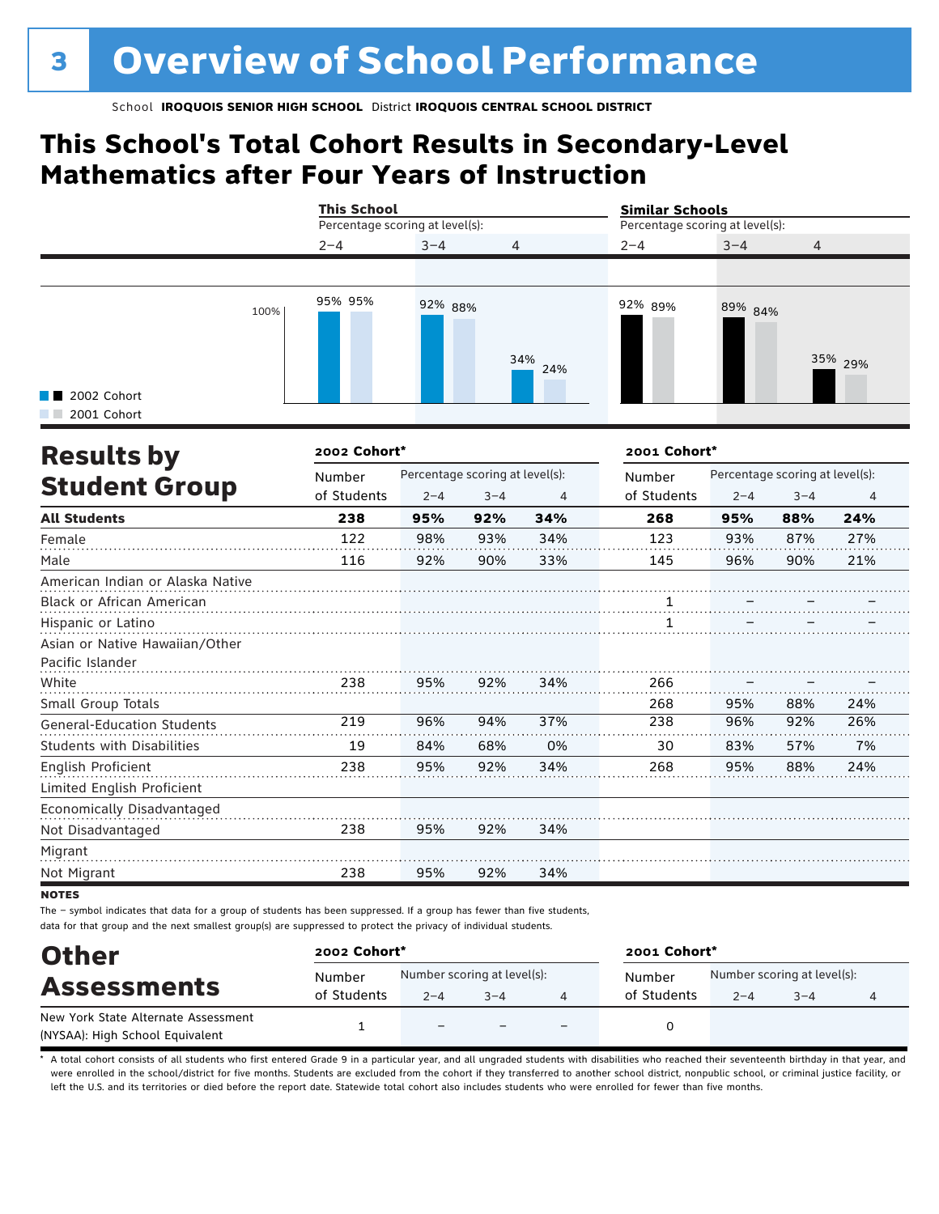# 3 Overview of School Performance

School **IROQUOIS SENIOR HIGH SCHOOL** District **IROQUOIS CENTRAL SCHOOL DISTRICT**

## This School's Total Cohort Results in Secondary-Level Mathematics after Four Years of Instruction

| | This School | | | Similar Schools | | |
|---|---|---|---|---|---|---|
| Percentage scoring at level(s): | 2–4 | 3–4 | 4 | 2–4 | 3–4 | 4 |
| 2002 Cohort | 95% | 92% | 34% | 92% | 89% | 35% |
| 2001 Cohort | 95% | 88% | 24% | 89% | 84% | 29% |

## Results by Student Group

| | 2002 Cohort* | | | | 2001 Cohort* | | | |
|---|---|---|---|---|---|---|---|---|
| | Number of Students | Percentage scoring at level(s): 2–4 | 3–4 | 4 | Number of Students | Percentage scoring at level(s): 2–4 | 3–4 | 4 |
| **All Students** | **238** | **95%** | **92%** | **34%** | **268** | **95%** | **88%** | **24%** |
| Female | 122 | 98% | 93% | 34% | 123 | 93% | 87% | 27% |
| Male | 116 | 92% | 90% | 33% | 145 | 96% | 90% | 21% |
| American Indian or Alaska Native | | | | | | | | |
| Black or African American | | | | | 1 | – | – | – |
| Hispanic or Latino | | | | | 1 | – | – | – |
| Asian or Native Hawaiian/Other Pacific Islander | | | | | | | | |
| White | 238 | 95% | 92% | 34% | 266 | – | – | – |
| Small Group Totals | | | | | 268 | 95% | 88% | 24% |
| General-Education Students | 219 | 96% | 94% | 37% | 238 | 96% | 92% | 26% |
| Students with Disabilities | 19 | 84% | 68% | 0% | 30 | 83% | 57% | 7% |
| English Proficient | 238 | 95% | 92% | 34% | 268 | 95% | 88% | 24% |
| Limited English Proficient | | | | | | | | |
| Economically Disadvantaged | | | | | | | | |
| Not Disadvantaged | 238 | 95% | 92% | 34% | | | | |
| Migrant | | | | | | | | |
| Not Migrant | 238 | 95% | 92% | 34% | | | | |

**NOTES**

The – symbol indicates that data for a group of students has been suppressed. If a group has fewer than five students, data for that group and the next smallest group(s) are suppressed to protect the privacy of individual students.

## Other Assessments

| | 2002 Cohort* | | | | 2001 Cohort* | | | |
|---|---|---|---|---|---|---|---|---|
| | Number of Students | Number scoring at level(s): 2–4 | 3–4 | 4 | Number of Students | Number scoring at level(s): 2–4 | 3–4 | 4 |
| New York State Alternate Assessment (NYSAA): High School Equivalent | 1 | – | – | – | 0 | | | |

* A total cohort consists of all students who first entered Grade 9 in a particular year, and all ungraded students with disabilities who reached their seventeenth birthday in that year, and were enrolled in the school/district for five months. Students are excluded from the cohort if they transferred to another school district, nonpublic school, or criminal justice facility, or left the U.S. and its territories or died before the report date. Statewide total cohort also includes students who were enrolled for fewer than five months.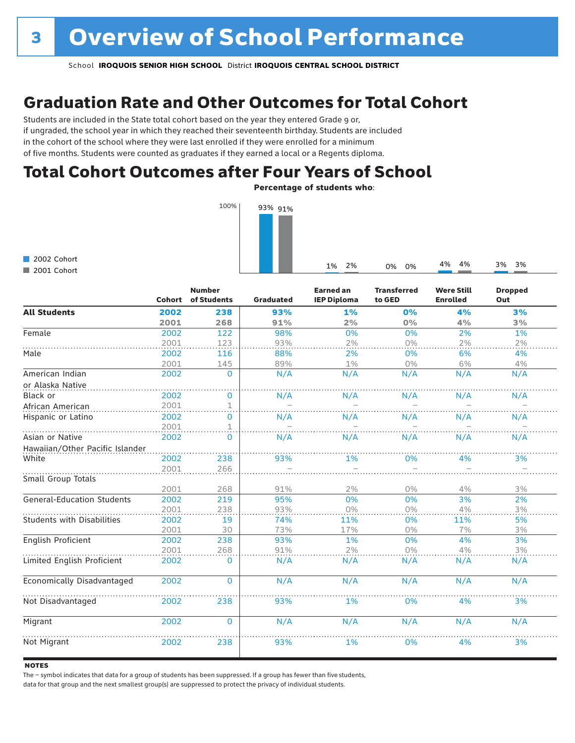# 3 Overview of School Performance

School **IROQUOIS SENIOR HIGH SCHOOL** District **IROQUOIS CENTRAL SCHOOL DISTRICT**

## Graduation Rate and Other Outcomes for Total Cohort

Students are included in the State total cohort based on the year they entered Grade 9 or, if ungraded, the school year in which they reached their seventeenth birthday. Students are included in the cohort of the school where they were last enrolled if they were enrolled for a minimum of five months. Students were counted as graduates if they earned a local or a Regents diploma.

## Total Cohort Outcomes after Four Years of School

**Percentage of students who**:

| | Graduated | Earned an IEP Diploma | Transferred to GED | Were Still Enrolled | Dropped Out |
|---|---|---|---|---|---|
| 2002 Cohort | 93% | 1% | 0% | 4% | 3% |
| 2001 Cohort | 91% | 2% | 0% | 4% | 3% |

| | Cohort | Number of Students | Graduated | Earned an IEP Diploma | Transferred to GED | Were Still Enrolled | Dropped Out |
|---|---|---|---|---|---|---|---|
| **All Students** | **2002** | **238** | **93%** | **1%** | **0%** | **4%** | **3%** |
| | **2001** | **268** | **91%** | **2%** | **0%** | **4%** | **3%** |
| Female | 2002 | 122 | 98% | 0% | 0% | 2% | 1% |
| | 2001 | 123 | 93% | 2% | 0% | 2% | 2% |
| Male | 2002 | 116 | 88% | 2% | 0% | 6% | 4% |
| | 2001 | 145 | 89% | 1% | 0% | 6% | 4% |
| American Indian or Alaska Native | 2002 | 0 | N/A | N/A | N/A | N/A | N/A |
| Black or African American | 2002 | 0 | N/A | N/A | N/A | N/A | N/A |
| | 2001 | 1 | – | – | – | – | – |
| Hispanic or Latino | 2002 | 0 | N/A | N/A | N/A | N/A | N/A |
| | 2001 | 1 | – | – | – | – | – |
| Asian or Native Hawaiian/Other Pacific Islander | 2002 | 0 | N/A | N/A | N/A | N/A | N/A |
| White | 2002 | 238 | 93% | 1% | 0% | 4% | 3% |
| | 2001 | 266 | – | – | – | – | – |
| Small Group Totals | | | | | | | |
| | 2001 | 268 | 91% | 2% | 0% | 4% | 3% |
| General-Education Students | 2002 | 219 | 95% | 0% | 0% | 3% | 2% |
| | 2001 | 238 | 93% | 0% | 0% | 4% | 3% |
| Students with Disabilities | 2002 | 19 | 74% | 11% | 0% | 11% | 5% |
| | 2001 | 30 | 73% | 17% | 0% | 7% | 3% |
| English Proficient | 2002 | 238 | 93% | 1% | 0% | 4% | 3% |
| | 2001 | 268 | 91% | 2% | 0% | 4% | 3% |
| Limited English Proficient | 2002 | 0 | N/A | N/A | N/A | N/A | N/A |
| Economically Disadvantaged | 2002 | 0 | N/A | N/A | N/A | N/A | N/A |
| Not Disadvantaged | 2002 | 238 | 93% | 1% | 0% | 4% | 3% |
| Migrant | 2002 | 0 | N/A | N/A | N/A | N/A | N/A |
| Not Migrant | 2002 | 238 | 93% | 1% | 0% | 4% | 3% |

**NOTES**

The – symbol indicates that data for a group of students has been suppressed. If a group has fewer than five students, data for that group and the next smallest group(s) are suppressed to protect the privacy of individual students.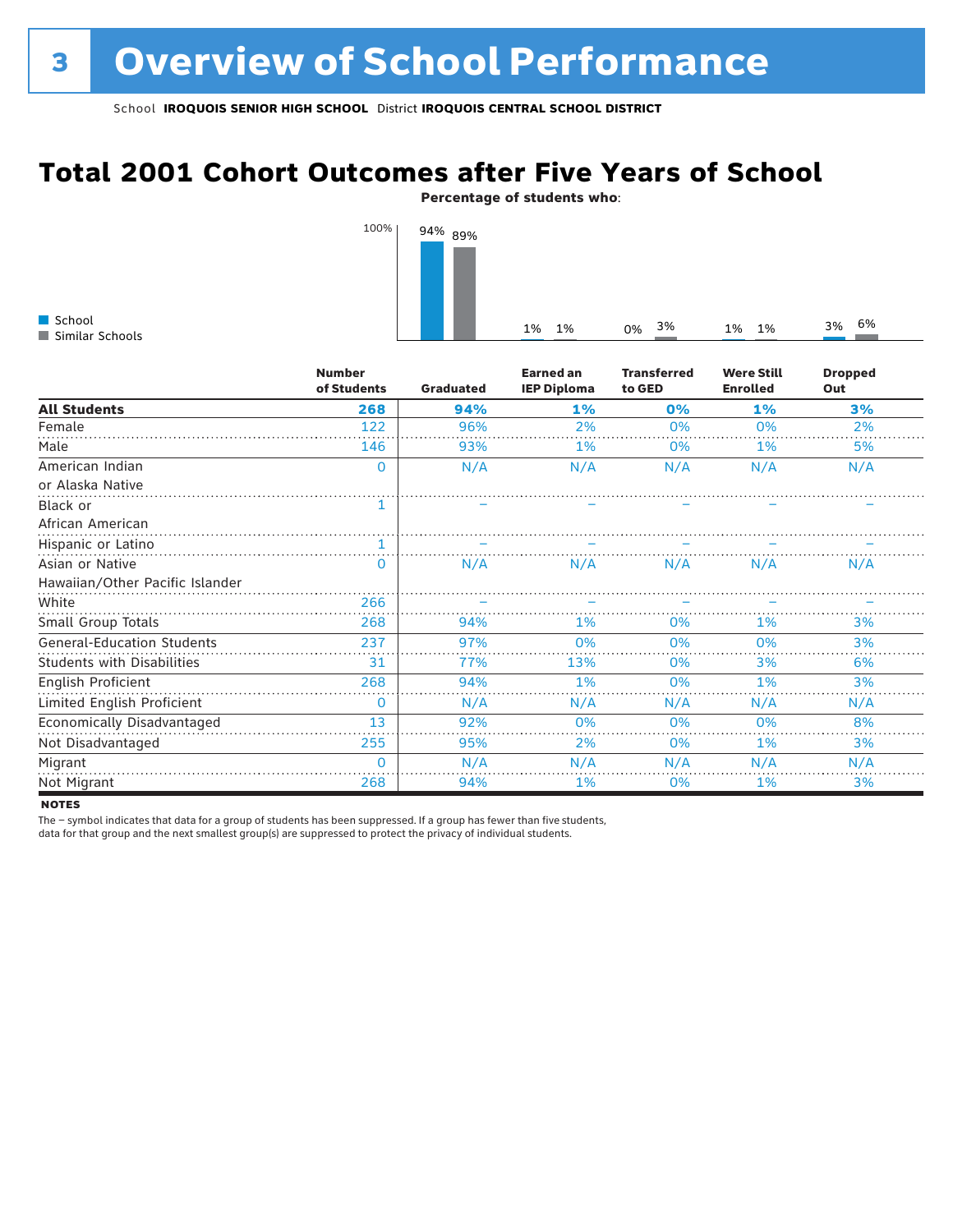# 3 Overview of School Performance

School **IROQUOIS SENIOR HIGH SCHOOL** District **IROQUOIS CENTRAL SCHOOL DISTRICT**

## Total 2001 Cohort Outcomes after Five Years of School

**Percentage of students who:**

100%

94% 89%

1% 1%

0% 3%

1% 1%

3% 6%

School
Similar Schools

| | Number of Students | Graduated | Earned an IEP Diploma | Transferred to GED | Were Still Enrolled | Dropped Out |
|---|---|---|---|---|---|---|
| **All Students** | **268** | **94%** | **1%** | **0%** | **1%** | **3%** |
| Female | 122 | 96% | 2% | 0% | 0% | 2% |
| Male | 146 | 93% | 1% | 0% | 1% | 5% |
| American Indian or Alaska Native | 0 | N/A | N/A | N/A | N/A | N/A |
| Black or African American | 1 | – | – | – | – | – |
| Hispanic or Latino | 1 | – | – | – | – | – |
| Asian or Native Hawaiian/Other Pacific Islander | 0 | N/A | N/A | N/A | N/A | N/A |
| White | 266 | – | – | – | – | – |
| Small Group Totals | 268 | 94% | 1% | 0% | 1% | 3% |
| General-Education Students | 237 | 97% | 0% | 0% | 0% | 3% |
| Students with Disabilities | 31 | 77% | 13% | 0% | 3% | 6% |
| English Proficient | 268 | 94% | 1% | 0% | 1% | 3% |
| Limited English Proficient | 0 | N/A | N/A | N/A | N/A | N/A |
| Economically Disadvantaged | 13 | 92% | 0% | 0% | 0% | 8% |
| Not Disadvantaged | 255 | 95% | 2% | 0% | 1% | 3% |
| Migrant | 0 | N/A | N/A | N/A | N/A | N/A |
| Not Migrant | 268 | 94% | 1% | 0% | 1% | 3% |

**NOTES**

The – symbol indicates that data for a group of students has been suppressed. If a group has fewer than five students, data for that group and the next smallest group(s) are suppressed to protect the privacy of individual students.